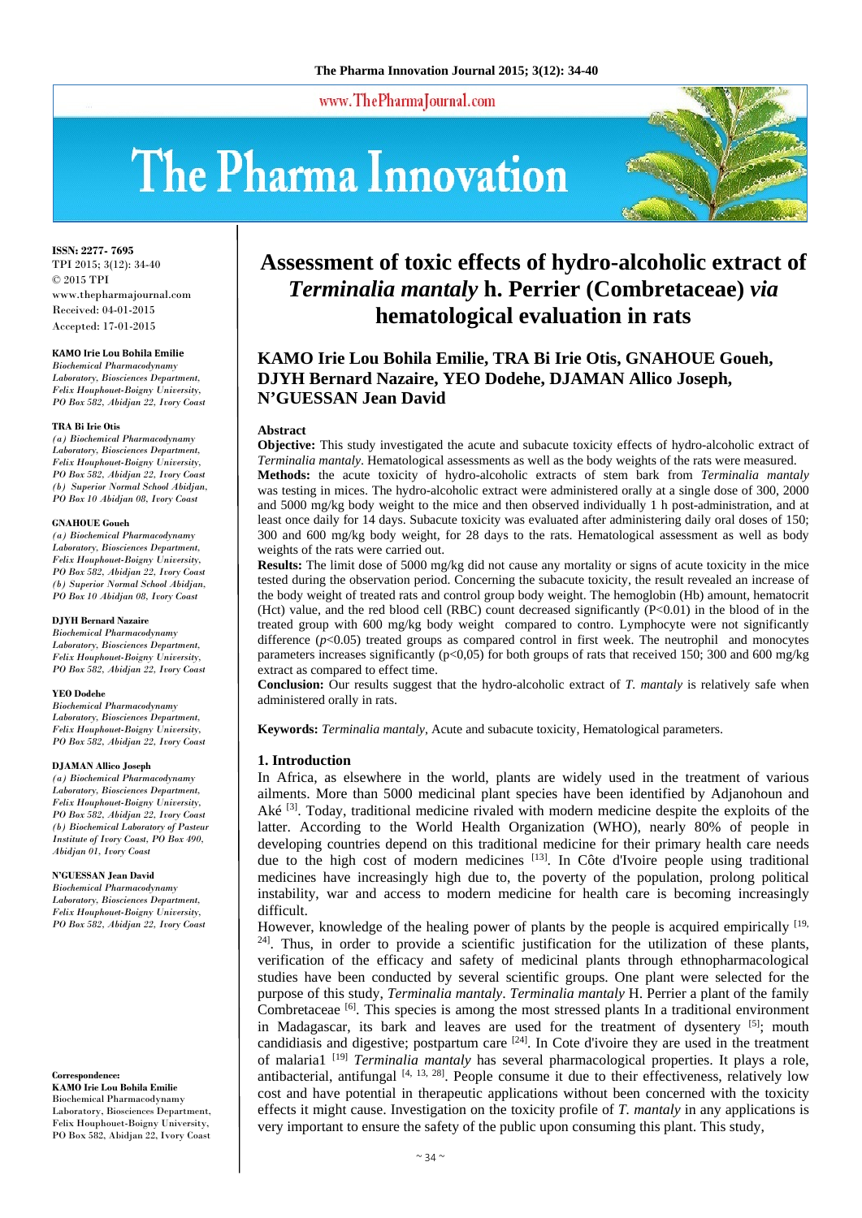# Assessment of toxic effects of hydro-alcoholic extract of *Terminalia mantaly* h. Perrier (Combretaceae) *via* hematological evaluation in rats

**KAMO Irie Lou Bohila Emilie, TRA Bi Irie Otis, GNAHOUE Goueh, DJYH Bernard Nazaire, YEO Dodehe, DJAMAN Allico Joseph, N'GUESSAN Jean David**

ISSN: 2277- 7695
TPI 2015; 3(12): 34-40
© 2015 TPI
www.thepharmajournal.com
Received: 04-01-2015
Accepted: 17-01-2015

**KAMO Irie Lou Bohila Emilie**
*Biochemical Pharmacodynamy Laboratory, Biosciences Department, Felix Houphouet-Boigny University, PO Box 582, Abidjan 22, Ivory Coast*

**TRA Bi Irie Otis**
*(a) Biochemical Pharmacodynamy Laboratory, Biosciences Department, Felix Houphouet-Boigny University, PO Box 582, Abidjan 22, Ivory Coast (b) Superior Normal School Abidjan, PO Box 10 Abidjan 08, Ivory Coast*

**GNAHOUE Goueh**
*(a) Biochemical Pharmacodynamy Laboratory, Biosciences Department, Felix Houphouet-Boigny University, PO Box 582, Abidjan 22, Ivory Coast (b) Superior Normal School Abidjan, PO Box 10 Abidjan 08, Ivory Coast*

**DJYH Bernard Nazaire**
*Biochemical Pharmacodynamy Laboratory, Biosciences Department, Felix Houphouet-Boigny University, PO Box 582, Abidjan 22, Ivory Coast*

**YEO Dodehe**
*Biochemical Pharmacodynamy Laboratory, Biosciences Department, Felix Houphouet-Boigny University, PO Box 582, Abidjan 22, Ivory Coast*

**DJAMAN Allico Joseph**
*(a) Biochemical Pharmacodynamy Laboratory, Biosciences Department, Felix Houphouet-Boigny University, PO Box 582, Abidjan 22, Ivory Coast (b) Biochemical Laboratory of Pasteur Institute of Ivory Coast, PO Box 490, Abidjan 01, Ivory Coast*

**N'GUESSAN Jean David**
*Biochemical Pharmacodynamy Laboratory, Biosciences Department, Felix Houphouet-Boigny University, PO Box 582, Abidjan 22, Ivory Coast*

**Correspondence:**
**KAMO Irie Lou Bohila Emilie**
Biochemical Pharmacodynamy Laboratory, Biosciences Department, Felix Houphouet-Boigny University, PO Box 582, Abidjan 22, Ivory Coast

## Abstract

**Objective:** This study investigated the acute and subacute toxicity effects of hydro-alcoholic extract of *Terminalia mantaly*. Hematological assessments as well as the body weights of the rats were measured.

**Methods:** the acute toxicity of hydro-alcoholic extracts of stem bark from *Terminalia mantaly* was testing in mices. The hydro-alcoholic extract were administered orally at a single dose of 300, 2000 and 5000 mg/kg body weight to the mice and then observed individually 1 h post-administration, and at least once daily for 14 days. Subacute toxicity was evaluated after administering daily oral doses of 150; 300 and 600 mg/kg body weight, for 28 days to the rats. Hematological assessment as well as body weights of the rats were carried out.

**Results:** The limit dose of 5000 mg/kg did not cause any mortality or signs of acute toxicity in the mice tested during the observation period. Concerning the subacute toxicity, the result revealed an increase of the body weight of treated rats and control group body weight. The hemoglobin (Hb) amount, hematocrit (Hct) value, and the red blood cell (RBC) count decreased significantly ($P<0.01$) in the blood of in the treated group with 600 mg/kg body weight compared to contro. Lymphocyte were not significantly difference ($p<0.05$) treated groups as compared control in first week. The neutrophil and monocytes parameters increases significantly ($p<0,05$) for both groups of rats that received 150; 300 and 600 mg/kg extract as compared to effect time.

**Conclusion:** Our results suggest that the hydro-alcoholic extract of *T. mantaly* is relatively safe when administered orally in rats.

**Keywords:** *Terminalia mantaly*, Acute and subacute toxicity, Hematological parameters.

## 1. Introduction

In Africa, as elsewhere in the world, plants are widely used in the treatment of various ailments. More than 5000 medicinal plant species have been identified by Adjanohoun and Aké [3]. Today, traditional medicine rivaled with modern medicine despite the exploits of the latter. According to the World Health Organization (WHO), nearly 80% of people in developing countries depend on this traditional medicine for their primary health care needs due to the high cost of modern medicines [13]. In Côte d'Ivoire people using traditional medicines have increasingly high due to, the poverty of the population, prolong political instability, war and access to modern medicine for health care is becoming increasingly difficult.

However, knowledge of the healing power of plants by the people is acquired empirically [19, 24]. Thus, in order to provide a scientific justification for the utilization of these plants, verification of the efficacy and safety of medicinal plants through ethnopharmacological studies have been conducted by several scientific groups. One plant were selected for the purpose of this study, *Terminalia mantaly*. *Terminalia mantaly* H. Perrier a plant of the family Combretaceae [6]. This species is among the most stressed plants In a traditional environment in Madagascar, its bark and leaves are used for the treatment of dysentery [5]; mouth candidiasis and digestive; postpartum care [24]. In Cote d'ivoire they are used in the treatment of malaria1 [19] *Terminalia mantaly* has several pharmacological properties. It plays a role, antibacterial, antifungal [4, 13, 28]. People consume it due to their effectiveness, relatively low cost and have potential in therapeutic applications without been concerned with the toxicity effects it might cause. Investigation on the toxicity profile of *T. mantaly* in any applications is very important to ensure the safety of the public upon consuming this plant. This study,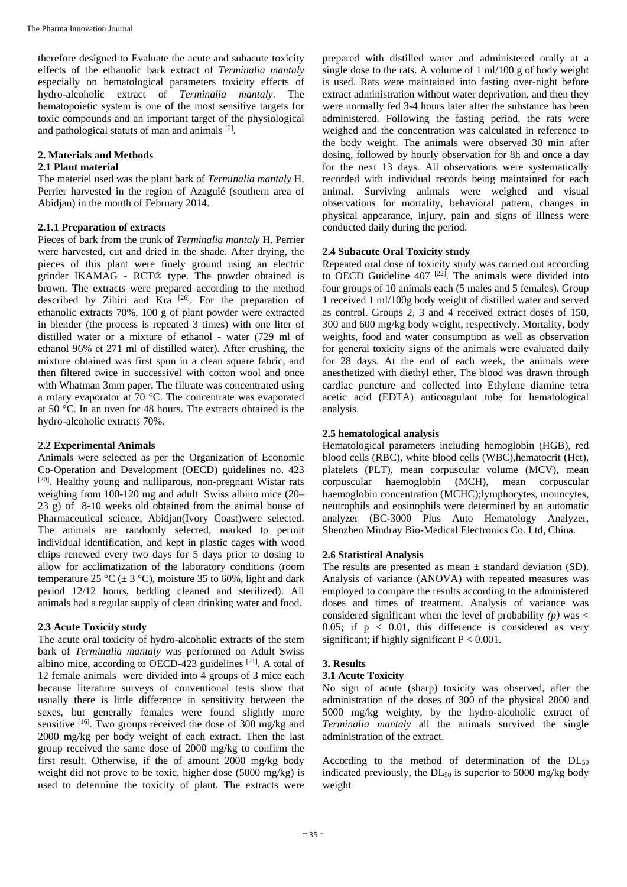therefore designed to Evaluate the acute and subacute toxicity effects of the ethanolic bark extract of *Terminalia mantaly* especially on hematological parameters toxicity effects of hydro-alcoholic extract of *Terminalia mantaly*. The hematopoietic system is one of the most sensitive targets for toxic compounds and an important target of the physiological and pathological statuts of man and animals [2].

## 2. Materials and Methods

### 2.1 Plant material

The materiel used was the plant bark of *Terminalia mantaly* H. Perrier harvested in the region of Azaguié (southern area of Abidjan) in the month of February 2014.

#### 2.1.1 Preparation of extracts

Pieces of bark from the trunk of *Terminalia mantaly* H. Perrier were harvested, cut and dried in the shade. After drying, the pieces of this plant were finely ground using an electric grinder IKAMAG - RCT® type. The powder obtained is brown. The extracts were prepared according to the method described by Zihiri and Kra [26]. For the preparation of ethanolic extracts 70%, 100 g of plant powder were extracted in blender (the process is repeated 3 times) with one liter of distilled water or a mixture of ethanol - water (729 ml of ethanol 96% et 271 ml of distilled water). After crushing, the mixture obtained was first spun in a clean square fabric, and then filtered twice in successivel with cotton wool and once with Whatman 3mm paper. The filtrate was concentrated using a rotary evaporator at 70 °C. The concentrate was evaporated at 50 °C. In an oven for 48 hours. The extracts obtained is the hydro-alcoholic extracts 70%.

### 2.2 Experimental Animals

Animals were selected as per the Organization of Economic Co-Operation and Development (OECD) guidelines no. 423 [20]. Healthy young and nulliparous, non-pregnant Wistar rats weighing from 100-120 mg and adult Swiss albino mice (20–23 g) of 8-10 weeks old obtained from the animal house of Pharmaceutical science, Abidjan(Ivory Coast)were selected. The animals are randomly selected, marked to permit individual identification, and kept in plastic cages with wood chips renewed every two days for 5 days prior to dosing to allow for acclimatization of the laboratory conditions (room temperature 25 °C (± 3 °C), moisture 35 to 60%, light and dark period 12/12 hours, bedding cleaned and sterilized). All animals had a regular supply of clean drinking water and food.

### 2.3 Acute Toxicity study

The acute oral toxicity of hydro-alcoholic extracts of the stem bark of *Terminalia mantaly* was performed on Adult Swiss albino mice, according to OECD-423 guidelines [21]. A total of 12 female animals were divided into 4 groups of 3 mice each because literature surveys of conventional tests show that usually there is little difference in sensitivity between the sexes, but generally females were found slightly more sensitive [16]. Two groups received the dose of 300 mg/kg and 2000 mg/kg per body weight of each extract. Then the last group received the same dose of 2000 mg/kg to confirm the first result. Otherwise, if the of amount 2000 mg/kg body weight did not prove to be toxic, higher dose (5000 mg/kg) is used to determine the toxicity of plant. The extracts were prepared with distilled water and administered orally at a single dose to the rats. A volume of 1 ml/100 g of body weight is used. Rats were maintained into fasting over-night before extract administration without water deprivation, and then they were normally fed 3-4 hours later after the substance has been administered. Following the fasting period, the rats were weighed and the concentration was calculated in reference to the body weight. The animals were observed 30 min after dosing, followed by hourly observation for 8h and once a day for the next 13 days. All observations were systematically recorded with individual records being maintained for each animal. Surviving animals were weighed and visual observations for mortality, behavioral pattern, changes in physical appearance, injury, pain and signs of illness were conducted daily during the period.

### 2.4 Subacute Oral Toxicity study

Repeated oral dose of toxicity study was carried out according to OECD Guideline 407 [22]. The animals were divided into four groups of 10 animals each (5 males and 5 females). Group 1 received 1 ml/100g body weight of distilled water and served as control. Groups 2, 3 and 4 received extract doses of 150, 300 and 600 mg/kg body weight, respectively. Mortality, body weights, food and water consumption as well as observation for general toxicity signs of the animals were evaluated daily for 28 days. At the end of each week, the animals were anesthetized with diethyl ether. The blood was drawn through cardiac puncture and collected into Ethylene diamine tetra acetic acid (EDTA) anticoagulant tube for hematological analysis.

### 2.5 hematological analysis

Hematological parameters including hemoglobin (HGB), red blood cells (RBC), white blood cells (WBC),hematocrit (Hct), platelets (PLT), mean corpuscular volume (MCV), mean corpuscular haemoglobin (MCH), mean corpuscular haemoglobin concentration (MCHC);lymphocytes, monocytes, neutrophils and eosinophils were determined by an automatic analyzer (BC-3000 Plus Auto Hematology Analyzer, Shenzhen Mindray Bio-Medical Electronics Co. Ltd, China.

### 2.6 Statistical Analysis

The results are presented as mean ± standard deviation (SD). Analysis of variance (ANOVA) with repeated measures was employed to compare the results according to the administered doses and times of treatment. Analysis of variance was considered significant when the level of probability *(p)* was $< 0.05$; if $p < 0.01$, this difference is considered as very significant; if highly significant $P < 0.001$.

## 3. Results

### 3.1 Acute Toxicity

No sign of acute (sharp) toxicity was observed, after the administration of the doses of 300 of the physical 2000 and 5000 mg/kg weighty, by the hydro-alcoholic extract of *Terminalia mantaly* all the animals survived the single administration of the extract.

According to the method of determination of the $DL_{50}$ indicated previously, the $DL_{50}$ is superior to 5000 mg/kg body weight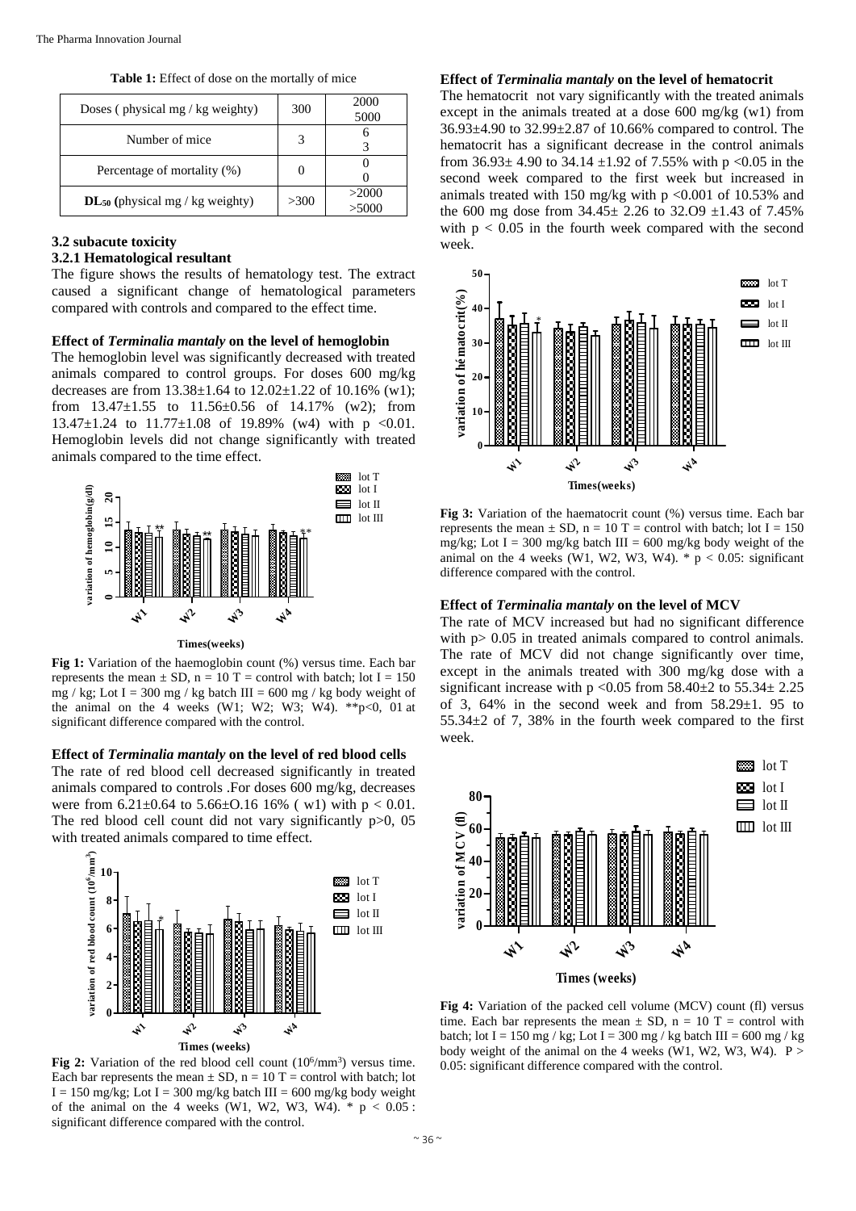**Table 1:** Effect of dose on the mortally of mice

| Doses ( physical mg / kg weighty) | 300 | 2000<br>5000 |
|---|---|---|
| Number of mice | 3 | 6<br>3 |
| Percentage of mortality (%) | 0 | 0<br>0 |
| **DL$_{50}$ (**physical mg / kg weighty) | >300 | >2000<br>>5000 |

### 3.2 subacute toxicity

#### 3.2.1 Hematological resultant

The figure shows the results of hematology test. The extract caused a significant change of hematological parameters compared with controls and compared to the effect time.

**Effect of *Terminalia mantaly* on the level of hemoglobin**

The hemoglobin level was significantly decreased with treated animals compared to control groups. For doses 600 mg/kg decreases are from 13.38±1.64 to 12.02±1.22 of 10.16% (w1); from 13.47±1.55 to 11.56±0.56 of 14.17% (w2); from 13.47±1.24 to 11.77±1.08 of 19.89% (w4) with p <0.01. Hemoglobin levels did not change significantly with treated animals compared to the time effect.

**Fig 1:** Variation of the haemoglobin count (%) versus time. Each bar represents the mean ± SD, n = 10 T = control with batch; lot I = 150 mg / kg; Lot I = 300 mg / kg batch III = 600 mg / kg body weight of the animal on the 4 weeks (W1; W2; W3; W4). **p<0, 01 at significant difference compared with the control.

**Effect of *Terminalia mantaly* on the level of red blood cells**

The rate of red blood cell decreased significantly in treated animals compared to controls .For doses 600 mg/kg, decreases were from 6.21±0.64 to 5.66±O.16 16% ( w1) with p < 0.01. The red blood cell count did not vary significantly p>0, 05 with treated animals compared to time effect.

**Fig 2:** Variation of the red blood cell count ($10^6$/mm$^3$) versus time. Each bar represents the mean ± SD, n = 10 T = control with batch; lot I = 150 mg/kg; Lot I = 300 mg/kg batch III = 600 mg/kg body weight of the animal on the 4 weeks (W1, W2, W3, W4). * p < 0.05 : significant difference compared with the control.

**Effect of *Terminalia mantaly* on the level of hematocrit**

The hematocrit not vary significantly with the treated animals except in the animals treated at a dose 600 mg/kg (w1) from 36.93±4.90 to 32.99±2.87 of 10.66% compared to control. The hematocrit has a significant decrease in the control animals from 36.93± 4.90 to 34.14 ±1.92 of 7.55% with p <0.05 in the second week compared to the first week but increased in animals treated with 150 mg/kg with p <0.001 of 10.53% and the 600 mg dose from 34.45± 2.26 to 32.O9 ±1.43 of 7.45% with p < 0.05 in the fourth week compared with the second week.

**Fig 3:** Variation of the haematocrit count (%) versus time. Each bar represents the mean ± SD, n = 10 T = control with batch; lot I = 150 mg/kg; Lot I = 300 mg/kg batch III = 600 mg/kg body weight of the animal on the 4 weeks (W1, W2, W3, W4). * p < 0.05: significant difference compared with the control.

**Effect of *Terminalia mantaly* on the level of MCV**

The rate of MCV increased but had no significant difference with p> 0.05 in treated animals compared to control animals. The rate of MCV did not change significantly over time, except in the animals treated with 300 mg/kg dose with a significant increase with p <0.05 from 58.40±2 to 55.34± 2.25 of 3, 64% in the second week and from 58.29±1. 95 to 55.34±2 of 7, 38% in the fourth week compared to the first week.

**Fig 4:** Variation of the packed cell volume (MCV) count (fl) versus time. Each bar represents the mean ± SD, n = 10 T = control with batch; lot I = 150 mg / kg; Lot I = 300 mg / kg batch III = 600 mg / kg body weight of the animal on the 4 weeks (W1, W2, W3, W4). P > 0.05: significant difference compared with the control.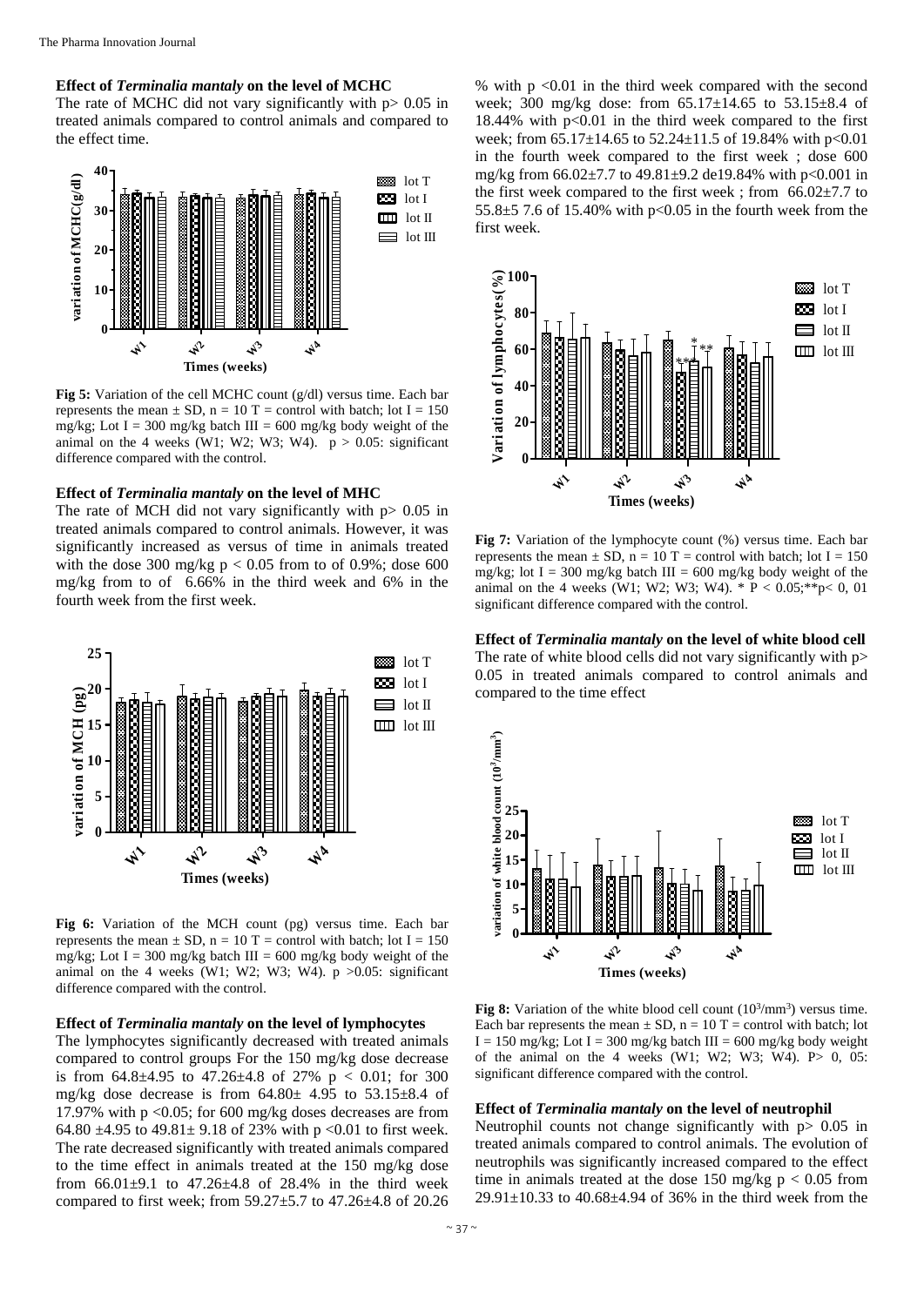#### Effect of *Terminalia mantaly* on the level of MCHC

The rate of MCHC did not vary significantly with p> 0.05 in treated animals compared to control animals and compared to the effect time.

**Fig 5:** Variation of the cell MCHC count (g/dl) versus time. Each bar represents the mean ± SD, n = 10 T = control with batch; lot I = 150 mg/kg; Lot I = 300 mg/kg batch III = 600 mg/kg body weight of the animal on the 4 weeks (W1; W2; W3; W4). p > 0.05: significant difference compared with the control.

#### Effect of *Terminalia mantaly* on the level of MHC

The rate of MCH did not vary significantly with p> 0.05 in treated animals compared to control animals. However, it was significantly increased as versus of time in animals treated with the dose 300 mg/kg p < 0.05 from to of 0.9%; dose 600 mg/kg from to of 6.66% in the third week and 6% in the fourth week from the first week.

**Fig 6:** Variation of the MCH count (pg) versus time. Each bar represents the mean ± SD, n = 10 T = control with batch; lot I = 150 mg/kg; Lot I = 300 mg/kg batch III = 600 mg/kg body weight of the animal on the 4 weeks (W1; W2; W3; W4). p >0.05: significant difference compared with the control.

#### Effect of *Terminalia mantaly* on the level of lymphocytes

The lymphocytes significantly decreased with treated animals compared to control groups For the 150 mg/kg dose decrease is from 64.8±4.95 to 47.26±4.8 of 27% p < 0.01; for 300 mg/kg dose decrease is from 64.80± 4.95 to 53.15±8.4 of 17.97% with p <0.05; for 600 mg/kg doses decreases are from 64.80 ±4.95 to 49.81± 9.18 of 23% with p <0.01 to first week. The rate decreased significantly with treated animals compared to the time effect in animals treated at the 150 mg/kg dose from 66.01±9.1 to 47.26±4.8 of 28.4% in the third week compared to first week; from 59.27±5.7 to 47.26±4.8 of 20.26 % with p <0.01 in the third week compared with the second week; 300 mg/kg dose: from 65.17±14.65 to 53.15±8.4 of 18.44% with p<0.01 in the third week compared to the first week; from 65.17±14.65 to 52.24±11.5 of 19.84% with p<0.01 in the fourth week compared to the first week ; dose 600 mg/kg from 66.02±7.7 to 49.81±9.2 de19.84% with p<0.001 in the first week compared to the first week ; from 66.02±7.7 to 55.8±5 7.6 of 15.40% with p<0.05 in the fourth week from the first week.

**Fig 7:** Variation of the lymphocyte count (%) versus time. Each bar represents the mean ± SD, n = 10 T = control with batch; lot I = 150 mg/kg; lot I = 300 mg/kg batch III = 600 mg/kg body weight of the animal on the 4 weeks (W1; W2; W3; W4). * P < 0.05;**p< 0, 01 significant difference compared with the control.

#### Effect of *Terminalia mantaly* on the level of white blood cell

The rate of white blood cells did not vary significantly with p> 0.05 in treated animals compared to control animals and compared to the time effect

**Fig 8:** Variation of the white blood cell count ($10^3$/mm$^3$) versus time. Each bar represents the mean ± SD, n = 10 T = control with batch; lot I = 150 mg/kg; Lot I = 300 mg/kg batch III = 600 mg/kg body weight of the animal on the 4 weeks (W1; W2; W3; W4). P> 0, 05: significant difference compared with the control.

#### Effect of *Terminalia mantaly* on the level of neutrophil

Neutrophil counts not change significantly with p> 0.05 in treated animals compared to control animals. The evolution of neutrophils was significantly increased compared to the effect time in animals treated at the dose 150 mg/kg p < 0.05 from 29.91±10.33 to 40.68±4.94 of 36% in the third week from the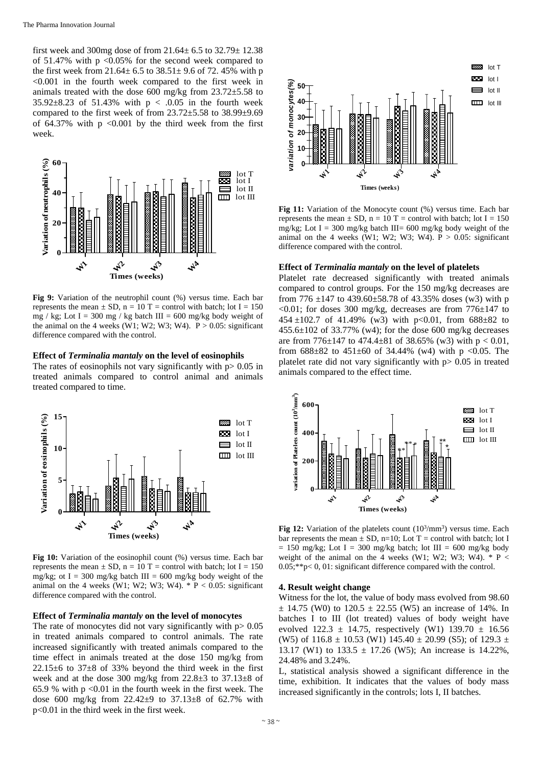first week and 300mg dose of from 21.64± 6.5 to 32.79± 12.38 of 51.47% with $p < 0.05$% for the second week compared to the first week from 21.64± 6.5 to 38.51± 9.6 of 72. 45% with $p < 0.001$ in the fourth week compared to the first week in animals treated with the dose 600 mg/kg from 23.72±5.58 to 35.92±8.23 of 51.43% with $p < .0.05$ in the fourth week compared to the first week of from 23.72±5.58 to 38.99±9.69 of 64.37% with $p < 0.001$ by the third week from the first week.

**Fig 9:** Variation of the neutrophil count (%) versus time. Each bar represents the mean ± SD, n = 10 T = control with batch; lot I = 150 mg / kg; Lot I = 300 mg / kg batch III = 600 mg/kg body weight of the animal on the 4 weeks (W1; W2; W3; W4). $P > 0.05$: significant difference compared with the control.

#### Effect of *Terminalia mantaly* on the level of eosinophils

The rates of eosinophils not vary significantly with $p > 0.05$ in treated animals compared to control animal and animals treated compared to time.

**Fig 10:** Variation of the eosinophil count (%) versus time. Each bar represents the mean ± SD, n = 10 T = control with batch; lot I = 150 mg/kg; ot I = 300 mg/kg batch III = 600 mg/kg body weight of the animal on the 4 weeks (W1; W2; W3; W4). * $P < 0.05$: significant difference compared with the control.

#### Effect of *Terminalia mantaly* on the level of monocytes

The rate of monocytes did not vary significantly with $p > 0.05$ in treated animals compared to control animals. The rate increased significantly with treated animals compared to the time effect in animals treated at the dose 150 mg/kg from 22.15±6 to 37±8 of 33% beyond the third week in the first week and at the dose 300 mg/kg from 22.8±3 to 37.13±8 of 65.9 % with $p < 0.01$ in the fourth week in the first week. The dose 600 mg/kg from 22.42±9 to 37.13±8 of 62.7% with $p < 0.01$ in the third week in the first week.

**Fig 11:** Variation of the Monocyte count (%) versus time. Each bar represents the mean ± SD, n = 10 T = control with batch; lot I = 150 mg/kg; Lot I = 300 mg/kg batch III= 600 mg/kg body weight of the animal on the 4 weeks (W1; W2; W3; W4). $P > 0.05$: significant difference compared with the control.

#### Effect of *Terminalia mantaly* on the level of platelets

Platelet rate decreased significantly with treated animals compared to control groups. For the 150 mg/kg decreases are from 776 ±147 to 439.60±58.78 of 43.35% doses (w3) with $p < 0.01$; for doses 300 mg/kg, decreases are from 776±147 to 454 ±102.7 of 41.49% (w3) with $p < 0.01$, from 688±82 to 455.6±102 of 33.77% (w4); for the dose 600 mg/kg decreases are from 776±147 to 474.4±81 of 38.65% (w3) with $p < 0.01$, from 688±82 to 451±60 of 34.44% (w4) with $p < 0.05$. The platelet rate did not vary significantly with $p > 0.05$ in treated animals compared to the effect time.

**Fig 12:** Variation of the platelets count ($10^3/mm^3$) versus time. Each bar represents the mean ± SD, n=10; Lot T = control with batch; lot I = 150 mg/kg; Lot I = 300 mg/kg batch; lot III = 600 mg/kg body weight of the animal on the 4 weeks (W1; W2; W3; W4). * $P < 0.05$;** $p < 0, 01$: significant difference compared with the control.

## 4. Result weight change

Witness for the lot, the value of body mass evolved from 98.60 ± 14.75 (W0) to 120.5 ± 22.55 (W5) an increase of 14%. In batches I to III (lot treated) values of body weight have evolved 122.3 ± 14.75, respectively (W1) 139.70 ± 16.56 (W5) of 116.8 ± 10.53 (W1) 145.40 ± 20.99 (S5); of 129.3 ± 13.17 (W1) to 133.5 ± 17.26 (W5); An increase is 14.22%, 24.48% and 3.24%.

L, statistical analysis showed a significant difference in the time, exhibition. It indicates that the values of body mass increased significantly in the controls; lots I, II batches.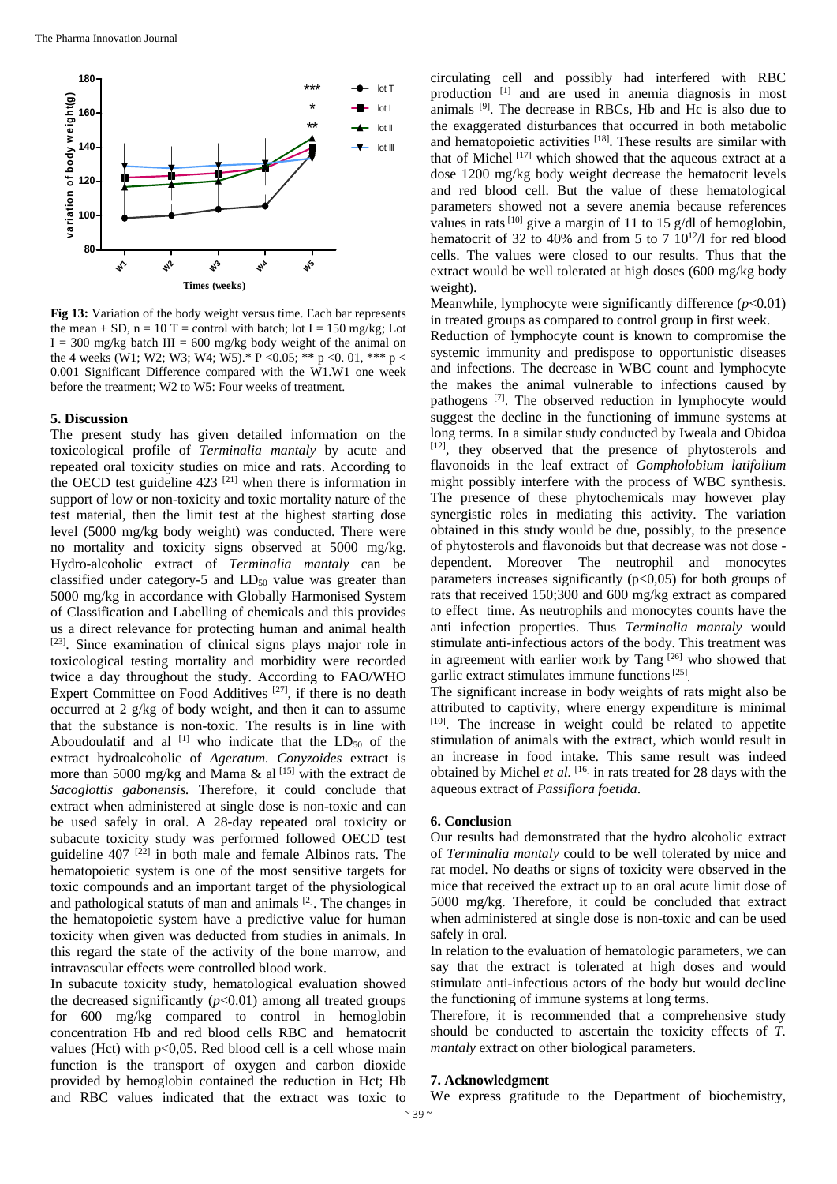Fig 13: Variation of the body weight versus time. Each bar represents the mean ± SD, n = 10 T = control with batch; lot I = 150 mg/kg; Lot I = 300 mg/kg batch III = 600 mg/kg body weight of the animal on the 4 weeks (W1; W2; W3; W4; W5).* P <0.05; ** p <0. 01, *** p < 0.001 Significant Difference compared with the W1.W1 one week before the treatment; W2 to W5: Four weeks of treatment.

## 5. Discussion

The present study has given detailed information on the toxicological profile of *Terminalia mantaly* by acute and repeated oral toxicity studies on mice and rats. According to the OECD test guideline 423 [21] when there is information in support of low or non-toxicity and toxic mortality nature of the test material, then the limit test at the highest starting dose level (5000 mg/kg body weight) was conducted. There were no mortality and toxicity signs observed at 5000 mg/kg. Hydro-alcoholic extract of *Terminalia mantaly* can be classified under category-5 and $LD_{50}$ value was greater than 5000 mg/kg in accordance with Globally Harmonised System of Classification and Labelling of chemicals and this provides us a direct relevance for protecting human and animal health [23]. Since examination of clinical signs plays major role in toxicological testing mortality and morbidity were recorded twice a day throughout the study. According to FAO/WHO Expert Committee on Food Additives [27], if there is no death occurred at 2 g/kg of body weight, and then it can to assume that the substance is non-toxic. The results is in line with Aboudoulatif and al [1] who indicate that the $LD_{50}$ of the extract hydroalcoholic of *Ageratum. Conyzoides* extract is more than 5000 mg/kg and Mama & al [15] with the extract de *Sacoglottis gabonensis.* Therefore, it could conclude that extract when administered at single dose is non-toxic and can be used safely in oral. A 28-day repeated oral toxicity or subacute toxicity study was performed followed OECD test guideline 407 [22] in both male and female Albinos rats. The hematopoietic system is one of the most sensitive targets for toxic compounds and an important target of the physiological and pathological statuts of man and animals [2]. The changes in the hematopoietic system have a predictive value for human toxicity when given was deducted from studies in animals. In this regard the state of the activity of the bone marrow, and intravascular effects were controlled blood work.

In subacute toxicity study, hematological evaluation showed the decreased significantly ($p$<0.01) among all treated groups for 600 mg/kg compared to control in hemoglobin concentration Hb and red blood cells RBC and hematocrit values (Hct) with p<0,05. Red blood cell is a cell whose main function is the transport of oxygen and carbon dioxide provided by hemoglobin contained the reduction in Hct; Hb and RBC values indicated that the extract was toxic to circulating cell and possibly had interfered with RBC production [1] and are used in anemia diagnosis in most animals [9]. The decrease in RBCs, Hb and Hc is also due to the exaggerated disturbances that occurred in both metabolic and hematopoietic activities [18]. These results are similar with that of Michel [17] which showed that the aqueous extract at a dose 1200 mg/kg body weight decrease the hematocrit levels and red blood cell. But the value of these hematological parameters showed not a severe anemia because references values in rats [10] give a margin of 11 to 15 g/dl of hemoglobin, hematocrit of 32 to 40% and from 5 to 7 $10^{12}$/l for red blood cells. The values were closed to our results. Thus that the extract would be well tolerated at high doses (600 mg/kg body weight).

Meanwhile, lymphocyte were significantly difference ($p$<0.01) in treated groups as compared to control group in first week.

Reduction of lymphocyte count is known to compromise the systemic immunity and predispose to opportunistic diseases and infections. The decrease in WBC count and lymphocyte the makes the animal vulnerable to infections caused by pathogens [7]. The observed reduction in lymphocyte would suggest the decline in the functioning of immune systems at long terms. In a similar study conducted by Iweala and Obidoa [12], they observed that the presence of phytosterols and flavonoids in the leaf extract of *Gompholobium latifolium* might possibly interfere with the process of WBC synthesis. The presence of these phytochemicals may however play synergistic roles in mediating this activity. The variation obtained in this study would be due, possibly, to the presence of phytosterols and flavonoids but that decrease was not dose - dependent. Moreover The neutrophil and monocytes parameters increases significantly (p<0,05) for both groups of rats that received 150;300 and 600 mg/kg extract as compared to effect time. As neutrophils and monocytes counts have the anti infection properties. Thus *Terminalia mantaly* would stimulate anti-infectious actors of the body. This treatment was in agreement with earlier work by Tang [26] who showed that garlic extract stimulates immune functions [25].

The significant increase in body weights of rats might also be attributed to captivity, where energy expenditure is minimal [10]. The increase in weight could be related to appetite stimulation of animals with the extract, which would result in an increase in food intake. This same result was indeed obtained by Michel *et al.* [16] in rats treated for 28 days with the aqueous extract of *Passiflora foetida*.

## 6. Conclusion

Our results had demonstrated that the hydro alcoholic extract of *Terminalia mantaly* could to be well tolerated by mice and rat model. No deaths or signs of toxicity were observed in the mice that received the extract up to an oral acute limit dose of 5000 mg/kg. Therefore, it could be concluded that extract when administered at single dose is non-toxic and can be used safely in oral.

In relation to the evaluation of hematologic parameters, we can say that the extract is tolerated at high doses and would stimulate anti-infectious actors of the body but would decline the functioning of immune systems at long terms.

Therefore, it is recommended that a comprehensive study should be conducted to ascertain the toxicity effects of *T. mantaly* extract on other biological parameters.

## 7. Acknowledgment

We express gratitude to the Department of biochemistry,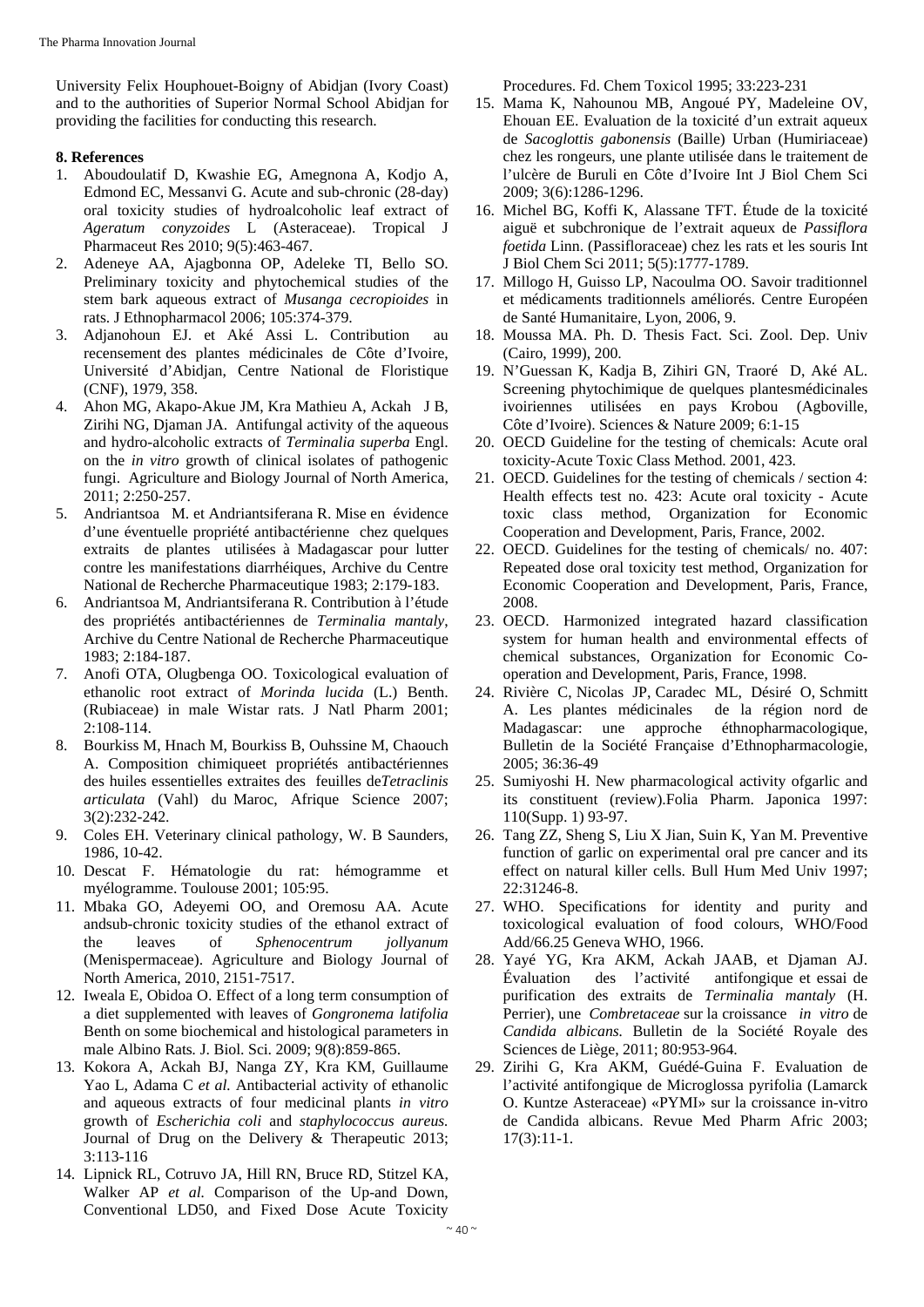University Felix Houphouet-Boigny of Abidjan (Ivory Coast) and to the authorities of Superior Normal School Abidjan for providing the facilities for conducting this research.

**8. References**

1. Aboudoulatif D, Kwashie EG, Amegnona A, Kodjo A, Edmond EC, Messanvi G. Acute and sub-chronic (28-day) oral toxicity studies of hydroalcoholic leaf extract of *Ageratum conyzoides* L (Asteraceae). Tropical J Pharmaceut Res 2010; 9(5):463-467.
2. Adeneye AA, Ajagbonna OP, Adeleke TI, Bello SO. Preliminary toxicity and phytochemical studies of the stem bark aqueous extract of *Musanga cecropioides* in rats. J Ethnopharmacol 2006; 105:374-379.
3. Adjanohoun EJ. et Aké Assi L. Contribution au recensement des plantes médicinales de Côte d'Ivoire, Université d'Abidjan, Centre National de Floristique (CNF), 1979, 358.
4. Ahon MG, Akapo-Akue JM, Kra Mathieu A, Ackah J B, Zirihi NG, Djaman JA. Antifungal activity of the aqueous and hydro-alcoholic extracts of *Terminalia superba* Engl. on the *in vitro* growth of clinical isolates of pathogenic fungi. Agriculture and Biology Journal of North America, 2011; 2:250-257.
5. Andriantsoa M. et Andriantsiferana R. Mise en évidence d'une éventuelle propriété antibactérienne chez quelques extraits de plantes utilisées à Madagascar pour lutter contre les manifestations diarrhéiques, Archive du Centre National de Recherche Pharmaceutique 1983; 2:179-183.
6. Andriantsoa M, Andriantsiferana R. Contribution à l'étude des propriétés antibactériennes de *Terminalia mantaly*, Archive du Centre National de Recherche Pharmaceutique 1983; 2:184-187.
7. Anofi OTA, Olugbenga OO. Toxicological evaluation of ethanolic root extract of *Morinda lucida* (L.) Benth. (Rubiaceae) in male Wistar rats. J Natl Pharm 2001; 2:108-114.
8. Bourkiss M, Hnach M, Bourkiss B, Ouhssine M, Chaouch A. Composition chimiqueet propriétés antibactériennes des huiles essentielles extraites des feuilles de*Tetraclinis articulata* (Vahl) du Maroc, Afrique Science 2007; 3(2):232-242.
9. Coles EH. Veterinary clinical pathology, W. B Saunders, 1986, 10-42.
10. Descat F. Hématologie du rat: hémogramme et myélogramme. Toulouse 2001; 105:95.
11. Mbaka GO, Adeyemi OO, and Oremosu AA. Acute andsub-chronic toxicity studies of the ethanol extract of the leaves of *Sphenocentrum jollyanum* (Menispermaceae). Agriculture and Biology Journal of North America, 2010, 2151-7517.
12. Iweala E, Obidoa O. Effect of a long term consumption of a diet supplemented with leaves of *Gongronema latifolia* Benth on some biochemical and histological parameters in male Albino Rats. J. Biol. Sci. 2009; 9(8):859-865.
13. Kokora A, Ackah BJ, Nanga ZY, Kra KM, Guillaume Yao L, Adama C *et al.* Antibacterial activity of ethanolic and aqueous extracts of four medicinal plants *in vitro* growth of *Escherichia coli* and *staphylococcus aureus.* Journal of Drug on the Delivery & Therapeutic 2013; 3:113-116
14. Lipnick RL, Cotruvo JA, Hill RN, Bruce RD, Stitzel KA, Walker AP *et al.* Comparison of the Up-and Down, Conventional LD50, and Fixed Dose Acute Toxicity Procedures. Fd. Chem Toxicol 1995; 33:223-231
15. Mama K, Nahounou MB, Angoué PY, Madeleine OV, Ehouan EE. Evaluation de la toxicité d'un extrait aqueux de *Sacoglottis gabonensis* (Baille) Urban (Humiriaceae) chez les rongeurs, une plante utilisée dans le traitement de l'ulcère de Buruli en Côte d'Ivoire Int J Biol Chem Sci 2009; 3(6):1286-1296.
16. Michel BG, Koffi K, Alassane TFT. Étude de la toxicité aiguë et subchronique de l'extrait aqueux de *Passiflora foetida* Linn. (Passifloraceae) chez les rats et les souris Int J Biol Chem Sci 2011; 5(5):1777-1789.
17. Millogo H, Guisso LP, Nacoulma OO. Savoir traditionnel et médicaments traditionnels améliorés. Centre Européen de Santé Humanitaire, Lyon, 2006, 9.
18. Moussa MA. Ph. D. Thesis Fact. Sci. Zool. Dep. Univ (Cairo, 1999), 200.
19. N'Guessan K, Kadja B, Zihiri GN, Traoré D, Aké AL. Screening phytochimique de quelques plantesmédicinales ivoiriennes utilisées en pays Krobou (Agboville, Côte d'Ivoire). Sciences & Nature 2009; 6:1-15
20. OECD Guideline for the testing of chemicals: Acute oral toxicity-Acute Toxic Class Method. 2001, 423.
21. OECD. Guidelines for the testing of chemicals / section 4: Health effects test no. 423: Acute oral toxicity - Acute toxic class method, Organization for Economic Cooperation and Development, Paris, France, 2002.
22. OECD. Guidelines for the testing of chemicals/ no. 407: Repeated dose oral toxicity test method, Organization for Economic Cooperation and Development, Paris, France, 2008.
23. OECD. Harmonized integrated hazard classification system for human health and environmental effects of chemical substances, Organization for Economic Co-operation and Development, Paris, France, 1998.
24. Rivière C, Nicolas JP, Caradec ML, Désiré O, Schmitt A. Les plantes médicinales de la région nord de Madagascar: une approche éthnopharmacologique, Bulletin de la Société Française d'Ethnopharmacologie, 2005; 36:36-49
25. Sumiyoshi H. New pharmacological activity ofgarlic and its constituent (review).Folia Pharm. Japonica 1997: 110(Supp. 1) 93-97.
26. Tang ZZ, Sheng S, Liu X Jian, Suin K, Yan M. Preventive function of garlic on experimental oral pre cancer and its effect on natural killer cells. Bull Hum Med Univ 1997; 22:31246-8.
27. WHO. Specifications for identity and purity and toxicological evaluation of food colours, WHO/Food Add/66.25 Geneva WHO, 1966.
28. Yayé YG, Kra AKM, Ackah JAAB, et Djaman AJ. Évaluation des l'activité antifongique et essai de purification des extraits de *Terminalia mantaly* (H. Perrier), une *Combretaceae* sur la croissance *in vitro* de *Candida albicans.* Bulletin de la Société Royale des Sciences de Liège, 2011; 80:953-964.
29. Zirihi G, Kra AKM, Guédé-Guina F. Evaluation de l'activité antifongique de Microglossa pyrifolia (Lamarck O. Kuntze Asteraceae) «PYMI» sur la croissance in-vitro de Candida albicans. Revue Med Pharm Afric 2003; 17(3):11-1.